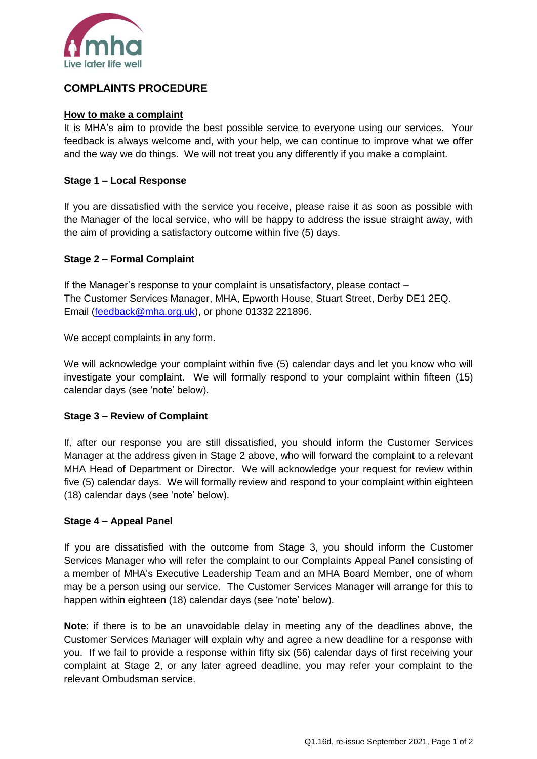mha
Live later life well

# COMPLAINTS PROCEDURE

## How to make a complaint

It is MHA's aim to provide the best possible service to everyone using our services. Your feedback is always welcome and, with your help, we can continue to improve what we offer and the way we do things. We will not treat you any differently if you make a complaint.

### Stage 1 – Local Response

If you are dissatisfied with the service you receive, please raise it as soon as possible with the Manager of the local service, who will be happy to address the issue straight away, with the aim of providing a satisfactory outcome within five (5) days.

### Stage 2 – Formal Complaint

If the Manager's response to your complaint is unsatisfactory, please contact –
The Customer Services Manager, MHA, Epworth House, Stuart Street, Derby DE1 2EQ.
Email (feedback@mha.org.uk), or phone 01332 221896.

We accept complaints in any form.

We will acknowledge your complaint within five (5) calendar days and let you know who will investigate your complaint. We will formally respond to your complaint within fifteen (15) calendar days (see 'note' below).

### Stage 3 – Review of Complaint

If, after our response you are still dissatisfied, you should inform the Customer Services Manager at the address given in Stage 2 above, who will forward the complaint to a relevant MHA Head of Department or Director. We will acknowledge your request for review within five (5) calendar days. We will formally review and respond to your complaint within eighteen (18) calendar days (see 'note' below).

### Stage 4 – Appeal Panel

If you are dissatisfied with the outcome from Stage 3, you should inform the Customer Services Manager who will refer the complaint to our Complaints Appeal Panel consisting of a member of MHA's Executive Leadership Team and an MHA Board Member, one of whom may be a person using our service. The Customer Services Manager will arrange for this to happen within eighteen (18) calendar days (see 'note' below).

**Note**: if there is to be an unavoidable delay in meeting any of the deadlines above, the Customer Services Manager will explain why and agree a new deadline for a response with you. If we fail to provide a response within fifty six (56) calendar days of first receiving your complaint at Stage 2, or any later agreed deadline, you may refer your complaint to the relevant Ombudsman service.

Q1.16d, re-issue September 2021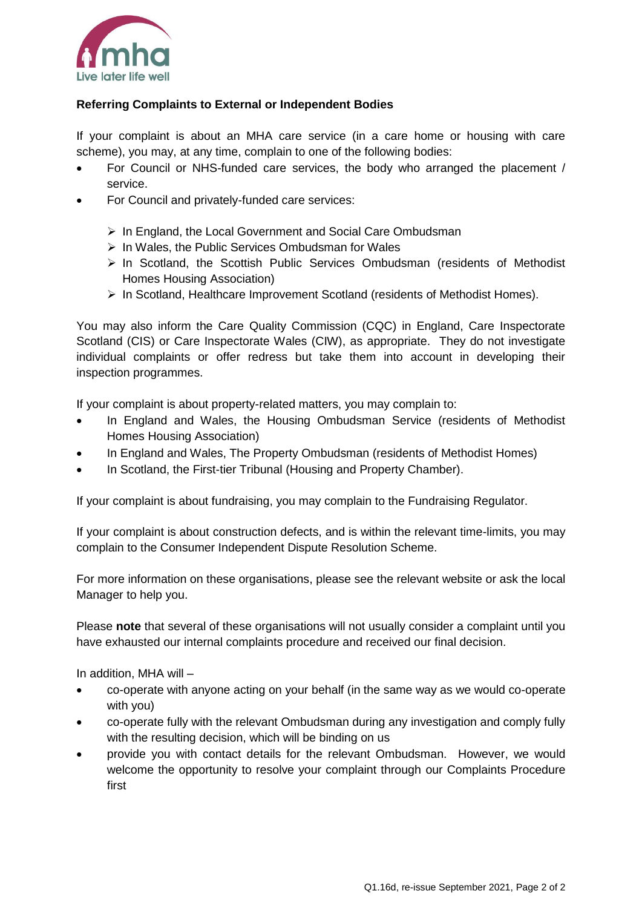### Referring Complaints to External or Independent Bodies

If your complaint is about an MHA care service (in a care home or housing with care scheme), you may, at any time, complain to one of the following bodies:

- For Council or NHS-funded care services, the body who arranged the placement / service.
- For Council and privately-funded care services:
  - In England, the Local Government and Social Care Ombudsman
  - In Wales, the Public Services Ombudsman for Wales
  - In Scotland, the Scottish Public Services Ombudsman (residents of Methodist Homes Housing Association)
  - In Scotland, Healthcare Improvement Scotland (residents of Methodist Homes).

You may also inform the Care Quality Commission (CQC) in England, Care Inspectorate Scotland (CIS) or Care Inspectorate Wales (CIW), as appropriate. They do not investigate individual complaints or offer redress but take them into account in developing their inspection programmes.

If your complaint is about property-related matters, you may complain to:

- In England and Wales, the Housing Ombudsman Service (residents of Methodist Homes Housing Association)
- In England and Wales, The Property Ombudsman (residents of Methodist Homes)
- In Scotland, the First-tier Tribunal (Housing and Property Chamber).

If your complaint is about fundraising, you may complain to the Fundraising Regulator.

If your complaint is about construction defects, and is within the relevant time-limits, you may complain to the Consumer Independent Dispute Resolution Scheme.

For more information on these organisations, please see the relevant website or ask the local Manager to help you.

Please **note** that several of these organisations will not usually consider a complaint until you have exhausted our internal complaints procedure and received our final decision.

In addition, MHA will –

- co-operate with anyone acting on your behalf (in the same way as we would co-operate with you)
- co-operate fully with the relevant Ombudsman during any investigation and comply fully with the resulting decision, which will be binding on us
- provide you with contact details for the relevant Ombudsman. However, we would welcome the opportunity to resolve your complaint through our Complaints Procedure first